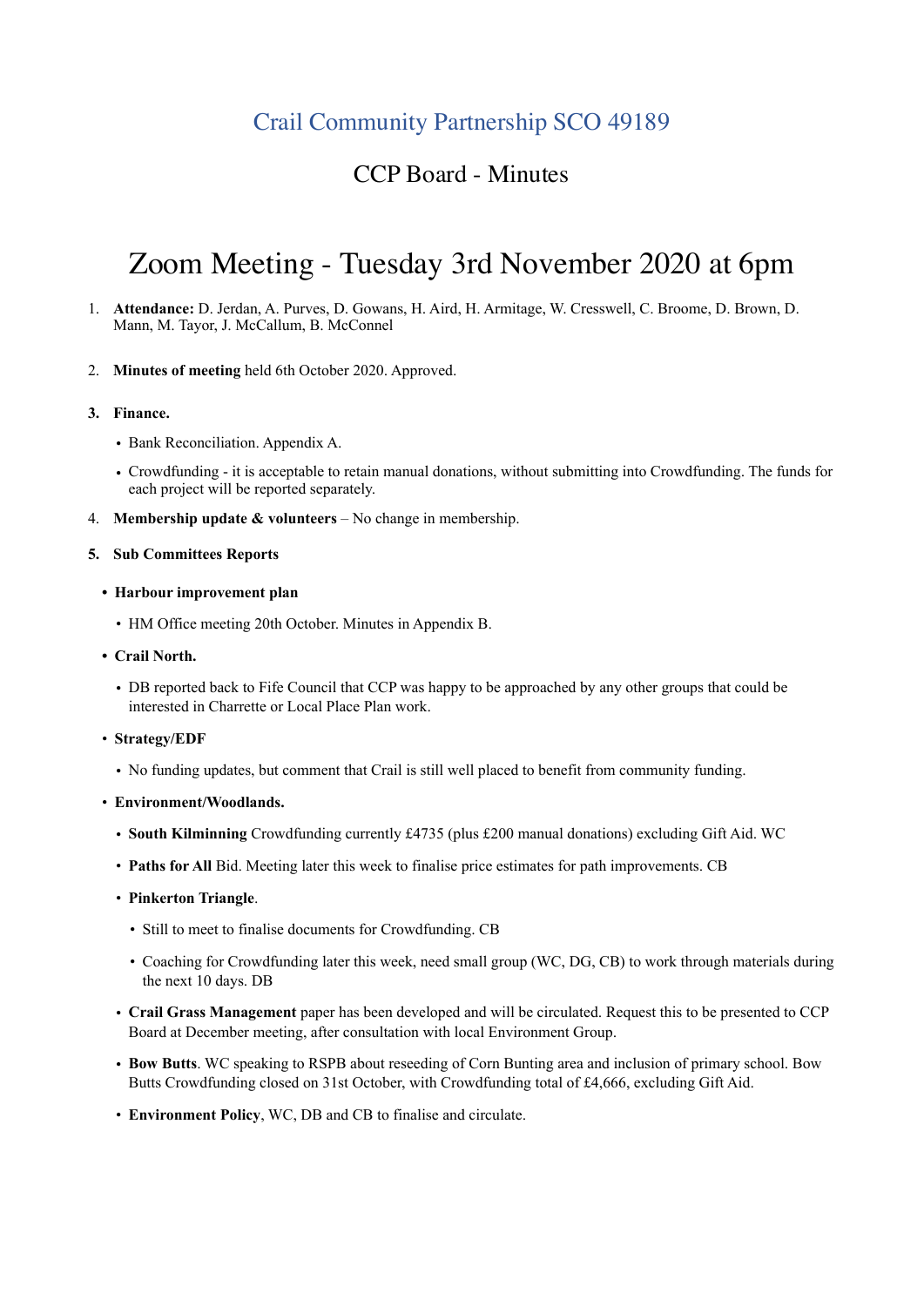# Crail Community Partnership SCO 49189

## CCP Board - Minutes

# Zoom Meeting - Tuesday 3rd November 2020 at 6pm

1. **Attendance:** D. Jerdan, A. Purves, D. Gowans, H. Aird, H. Armitage, W. Cresswell, C. Broome, D. Brown, D. Mann, M. Tayor, J. McCallum, B. McConnel

2. **Minutes of meeting** held 6th October 2020. Approved.

3. **Finance.**
   - Bank Reconciliation. Appendix A.
   - Crowdfunding - it is acceptable to retain manual donations, without submitting into Crowdfunding. The funds for each project will be reported separately.

4. **Membership update & volunteers** – No change in membership.

5. **Sub Committees Reports**

- **Harbour improvement plan**
  - HM Office meeting 20th October. Minutes in Appendix B.
- **Crail North.**
  - DB reported back to Fife Council that CCP was happy to be approached by any other groups that could be interested in Charrette or Local Place Plan work.
- **Strategy/EDF**
  - No funding updates, but comment that Crail is still well placed to benefit from community funding.
- **Environment/Woodlands.**
  - **South Kilminning** Crowdfunding currently £4735 (plus £200 manual donations) excluding Gift Aid. WC
  - **Paths for All** Bid. Meeting later this week to finalise price estimates for path improvements. CB
  - **Pinkerton Triangle**.
    - Still to meet to finalise documents for Crowdfunding. CB
    - Coaching for Crowdfunding later this week, need small group (WC, DG, CB) to work through materials during the next 10 days. DB
  - **Crail Grass Management** paper has been developed and will be circulated. Request this to be presented to CCP Board at December meeting, after consultation with local Environment Group.
  - **Bow Butts**. WC speaking to RSPB about reseeding of Corn Bunting area and inclusion of primary school. Bow Butts Crowdfunding closed on 31st October, with Crowdfunding total of £4,666, excluding Gift Aid.
  - **Environment Policy**, WC, DB and CB to finalise and circulate.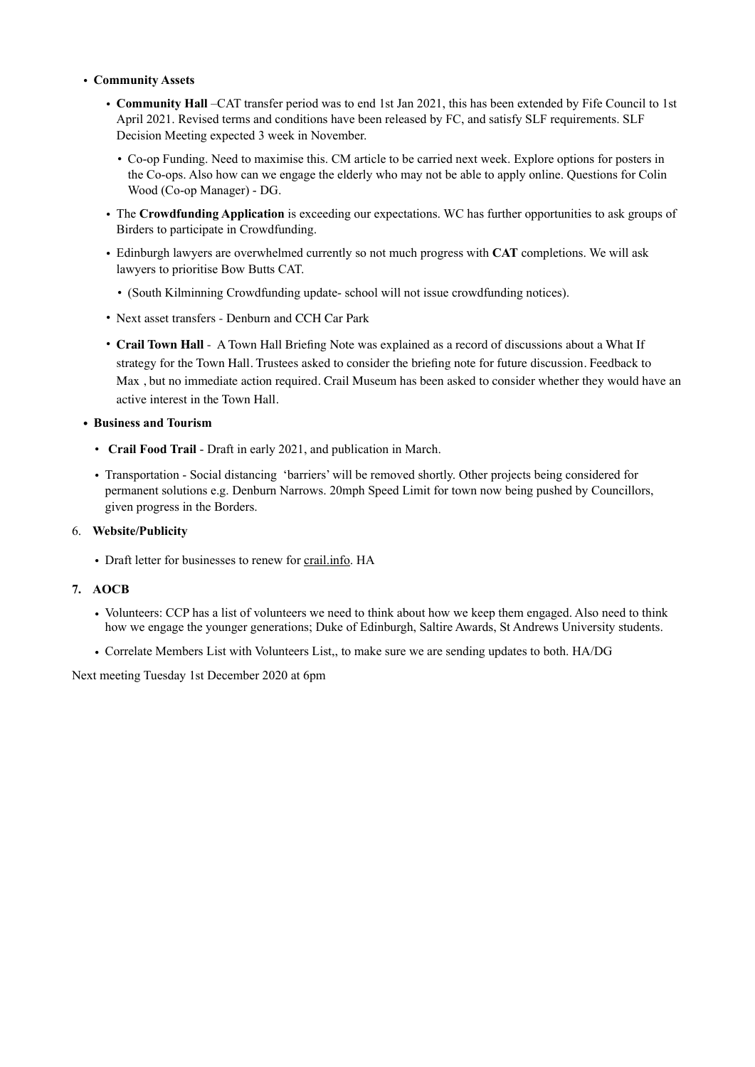- **Community Assets**
  - **Community Hall** –CAT transfer period was to end 1st Jan 2021, this has been extended by Fife Council to 1st April 2021. Revised terms and conditions have been released by FC, and satisfy SLF requirements. SLF Decision Meeting expected 3 week in November.
    - Co-op Funding. Need to maximise this. CM article to be carried next week. Explore options for posters in the Co-ops. Also how can we engage the elderly who may not be able to apply online. Questions for Colin Wood (Co-op Manager) - DG.
  - The **Crowdfunding Application** is exceeding our expectations. WC has further opportunities to ask groups of Birders to participate in Crowdfunding.
  - Edinburgh lawyers are overwhelmed currently so not much progress with **CAT** completions. We will ask lawyers to prioritise Bow Butts CAT.
    - (South Kilminning Crowdfunding update- school will not issue crowdfunding notices).
  - Next asset transfers - Denburn and CCH Car Park
  - **Crail Town Hall** - A Town Hall Briefing Note was explained as a record of discussions about a What If strategy for the Town Hall. Trustees asked to consider the briefing note for future discussion. Feedback to Max , but no immediate action required. Crail Museum has been asked to consider whether they would have an active interest in the Town Hall.
- **Business and Tourism**
  - **Crail Food Trail** - Draft in early 2021, and publication in March.
  - Transportation - Social distancing 'barriers' will be removed shortly. Other projects being considered for permanent solutions e.g. Denburn Narrows. 20mph Speed Limit for town now being pushed by Councillors, given progress in the Borders.

6. **Website/Publicity**

- Draft letter for businesses to renew for crail.info. HA

7. **AOCB**

- Volunteers: CCP has a list of volunteers we need to think about how we keep them engaged. Also need to think how we engage the younger generations; Duke of Edinburgh, Saltire Awards, St Andrews University students.
- Correlate Members List with Volunteers List,, to make sure we are sending updates to both. HA/DG

Next meeting Tuesday 1st December 2020 at 6pm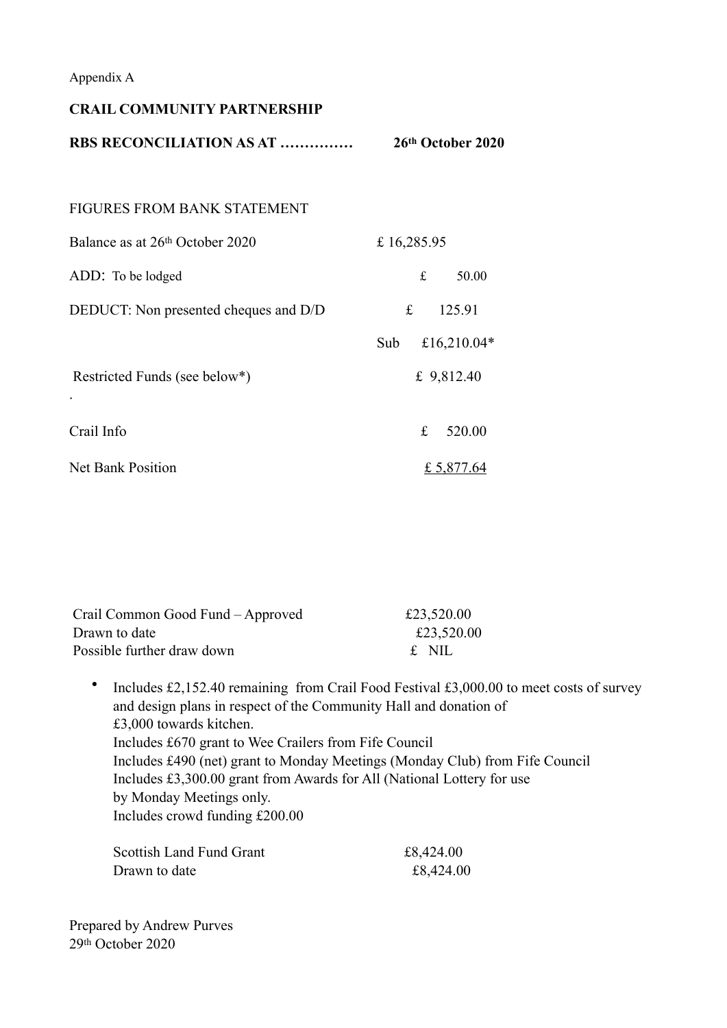Appendix A

**CRAIL COMMUNITY PARTNERSHIP**

**RBS RECONCILIATION AS AT …………… 26th October 2020**

FIGURES FROM BANK STATEMENT

| | | |
|---|---|---|
| Balance as at 26th October 2020 | | £ 16,285.95 |
| ADD: To be lodged | | £ 50.00 |
| DEDUCT: Non presented cheques and D/D | | £ 125.91 |
| | Sub | £16,210.04* |
| Restricted Funds (see below*) | | £ 9,812.40 |
| . | | |
| Crail Info | | £ 520.00 |
| Net Bank Position | | £ 5,877.64 |

| | |
|---|---|
| Crail Common Good Fund – Approved | £23,520.00 |
| Drawn to date | £23,520.00 |
| Possible further draw down | £ NIL |

- Includes £2,152.40 remaining from Crail Food Festival £3,000.00 to meet costs of survey and design plans in respect of the Community Hall and donation of £3,000 towards kitchen.
  Includes £670 grant to Wee Crailers from Fife Council
  Includes £490 (net) grant to Monday Meetings (Monday Club) from Fife Council
  Includes £3,300.00 grant from Awards for All (National Lottery for use by Monday Meetings only.
  Includes crowd funding £200.00

| | |
|---|---|
| Scottish Land Fund Grant | £8,424.00 |
| Drawn to date | £8,424.00 |

Prepared by Andrew Purves
29th October 2020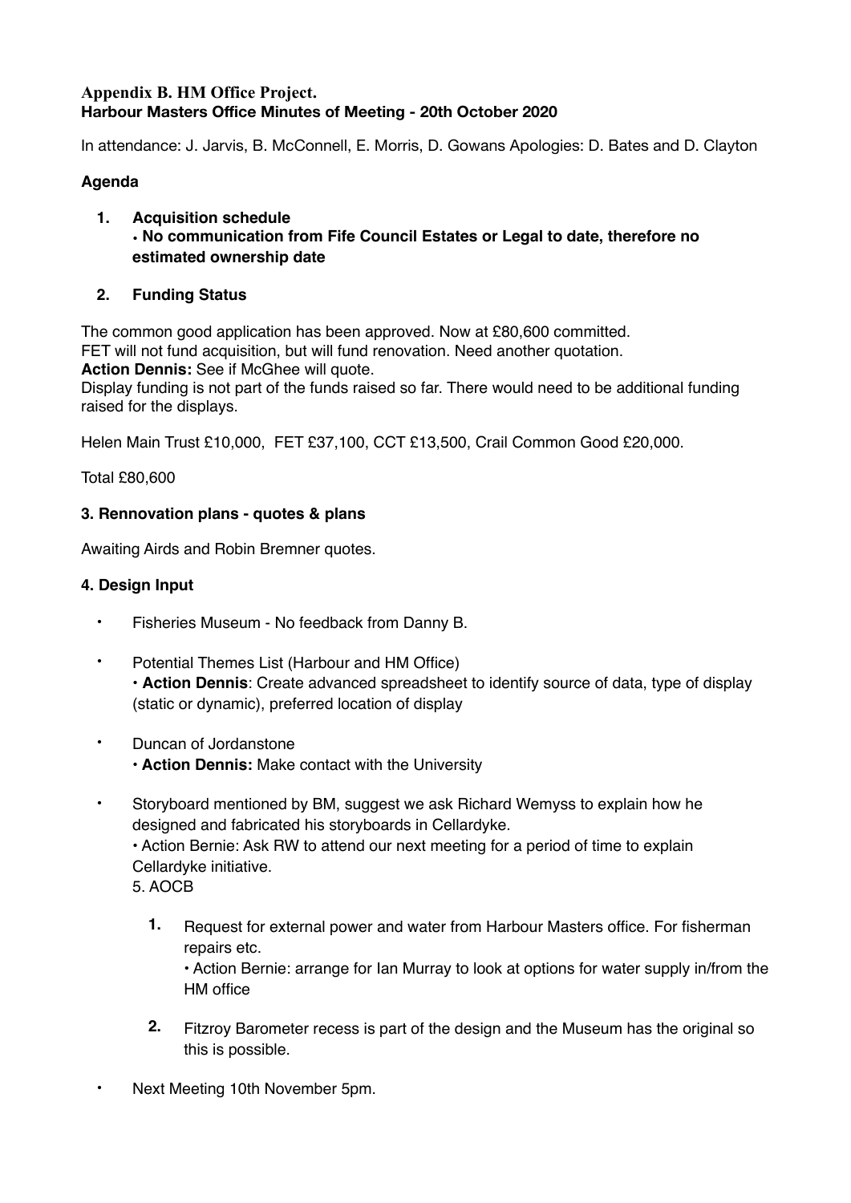### Appendix B. HM Office Project.

**Harbour Masters Office Minutes of Meeting - 20th October 2020**

In attendance: J. Jarvis, B. McConnell, E. Morris, D. Gowans Apologies: D. Bates and D. Clayton

**Agenda**

1. **Acquisition schedule**
   - **No communication from Fife Council Estates or Legal to date, therefore no estimated ownership date**

2. **Funding Status**

The common good application has been approved. Now at £80,600 committed.
FET will not fund acquisition, but will fund renovation. Need another quotation.
**Action Dennis:** See if McGhee will quote.
Display funding is not part of the funds raised so far. There would need to be additional funding raised for the displays.

Helen Main Trust £10,000, FET £37,100, CCT £13,500, Crail Common Good £20,000.

Total £80,600

**3. Rennovation plans - quotes & plans**

Awaiting Airds and Robin Bremner quotes.

**4. Design Input**

- Fisheries Museum - No feedback from Danny B.
- Potential Themes List (Harbour and HM Office)
  • **Action Dennis**: Create advanced spreadsheet to identify source of data, type of display (static or dynamic), preferred location of display
- Duncan of Jordanstone
  • **Action Dennis:** Make contact with the University
- Storyboard mentioned by BM, suggest we ask Richard Wemyss to explain how he designed and fabricated his storyboards in Cellardyke.
  • Action Bernie: Ask RW to attend our next meeting for a period of time to explain Cellardyke initiative.
  5. AOCB
  1. Request for external power and water from Harbour Masters office. For fisherman repairs etc.
     • Action Bernie: arrange for Ian Murray to look at options for water supply in/from the HM office
  2. Fitzroy Barometer recess is part of the design and the Museum has the original so this is possible.
- Next Meeting 10th November 5pm.